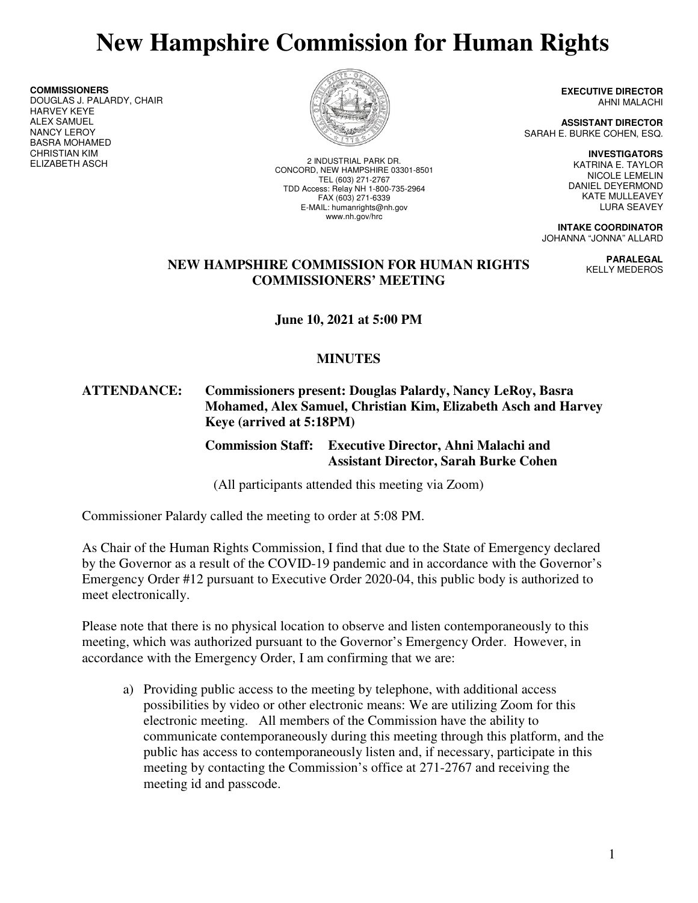# New Hampshire Commission for Human Rights

**COMMISSIONERS**
DOUGLAS J. PALARDY, CHAIR
HARVEY KEYE
ALEX SAMUEL
NANCY LEROY
BASRA MOHAMED
CHRISTIAN KIM
ELIZABETH ASCH

2 INDUSTRIAL PARK DR.
CONCORD, NEW HAMPSHIRE 03301-8501
TEL (603) 271-2767
TDD Access: Relay NH 1-800-735-2964
FAX (603) 271-6339
E-MAIL: humanrights@nh.gov
www.nh.gov/hrc

**EXECUTIVE DIRECTOR**
AHNI MALACHI

**ASSISTANT DIRECTOR**
SARAH E. BURKE COHEN, ESQ.

**INVESTIGATORS**
KATRINA E. TAYLOR
NICOLE LEMELIN
DANIEL DEYERMOND
KATE MULLEAVEY
LURA SEAVEY

**INTAKE COORDINATOR**
JOHANNA "JONNA" ALLARD

**PARALEGAL**
KELLY MEDEROS

**NEW HAMPSHIRE COMMISSION FOR HUMAN RIGHTS COMMISSIONERS' MEETING**

**June 10, 2021 at 5:00 PM**

**MINUTES**

**ATTENDANCE: Commissioners present: Douglas Palardy, Nancy LeRoy, Basra Mohamed, Alex Samuel, Christian Kim, Elizabeth Asch and Harvey Keye (arrived at 5:18PM)**

**Commission Staff: Executive Director, Ahni Malachi and Assistant Director, Sarah Burke Cohen**

(All participants attended this meeting via Zoom)

Commissioner Palardy called the meeting to order at 5:08 PM.

As Chair of the Human Rights Commission, I find that due to the State of Emergency declared by the Governor as a result of the COVID-19 pandemic and in accordance with the Governor's Emergency Order #12 pursuant to Executive Order 2020-04, this public body is authorized to meet electronically.

Please note that there is no physical location to observe and listen contemporaneously to this meeting, which was authorized pursuant to the Governor's Emergency Order. However, in accordance with the Emergency Order, I am confirming that we are:

a) Providing public access to the meeting by telephone, with additional access possibilities by video or other electronic means: We are utilizing Zoom for this electronic meeting. All members of the Commission have the ability to communicate contemporaneously during this meeting through this platform, and the public has access to contemporaneously listen and, if necessary, participate in this meeting by contacting the Commission's office at 271-2767 and receiving the meeting id and passcode.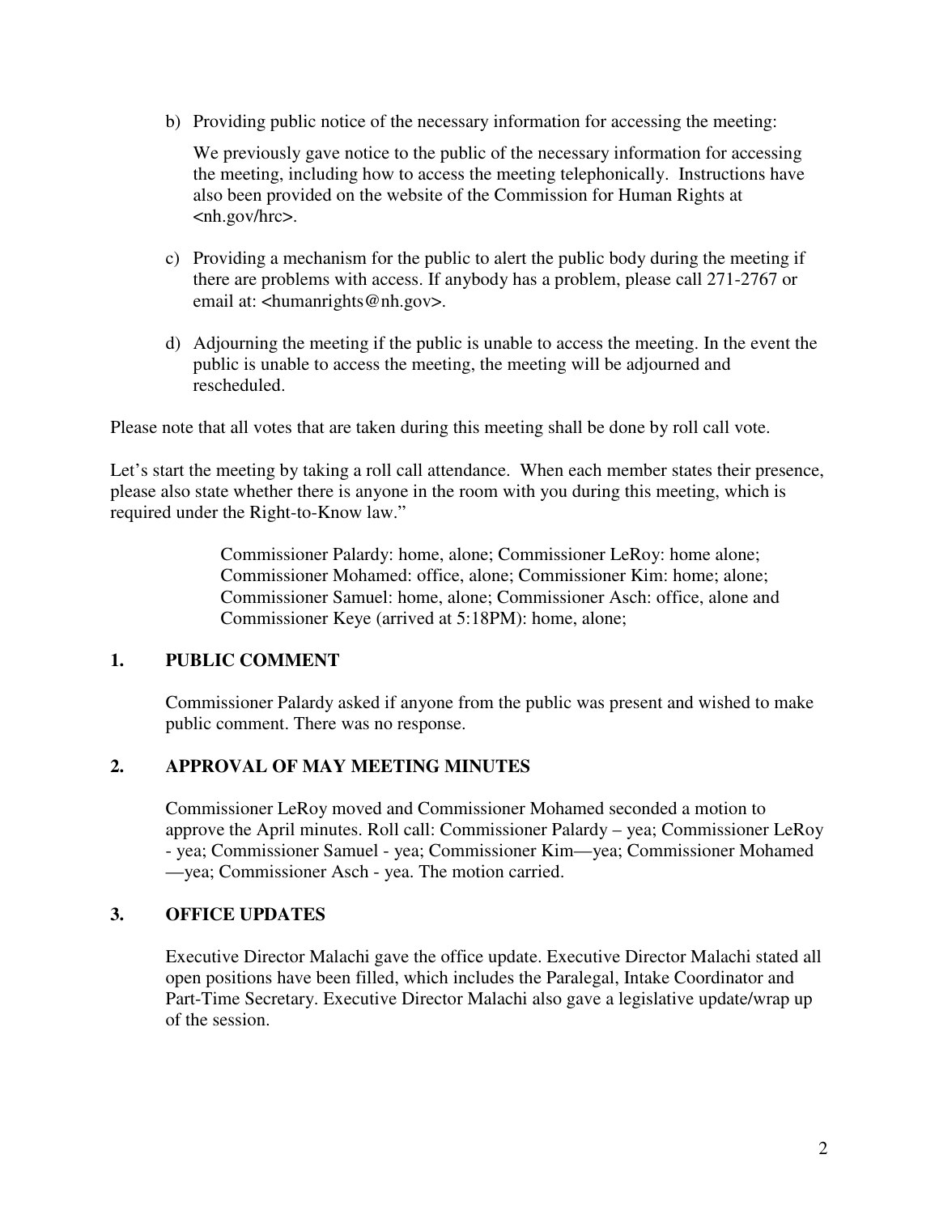b) Providing public notice of the necessary information for accessing the meeting:

   We previously gave notice to the public of the necessary information for accessing the meeting, including how to access the meeting telephonically. Instructions have also been provided on the website of the Commission for Human Rights at <nh.gov/hrc>.

c) Providing a mechanism for the public to alert the public body during the meeting if there are problems with access. If anybody has a problem, please call 271-2767 or email at: <humanrights@nh.gov>.

d) Adjourning the meeting if the public is unable to access the meeting. In the event the public is unable to access the meeting, the meeting will be adjourned and rescheduled.

Please note that all votes that are taken during this meeting shall be done by roll call vote.

Let's start the meeting by taking a roll call attendance. When each member states their presence, please also state whether there is anyone in the room with you during this meeting, which is required under the Right-to-Know law."

> Commissioner Palardy: home, alone; Commissioner LeRoy: home alone; Commissioner Mohamed: office, alone; Commissioner Kim: home; alone; Commissioner Samuel: home, alone; Commissioner Asch: office, alone and Commissioner Keye (arrived at 5:18PM): home, alone;

## 1. PUBLIC COMMENT

Commissioner Palardy asked if anyone from the public was present and wished to make public comment. There was no response.

## 2. APPROVAL OF MAY MEETING MINUTES

Commissioner LeRoy moved and Commissioner Mohamed seconded a motion to approve the April minutes. Roll call: Commissioner Palardy – yea; Commissioner LeRoy - yea; Commissioner Samuel - yea; Commissioner Kim—yea; Commissioner Mohamed —yea; Commissioner Asch - yea. The motion carried.

## 3. OFFICE UPDATES

Executive Director Malachi gave the office update. Executive Director Malachi stated all open positions have been filled, which includes the Paralegal, Intake Coordinator and Part-Time Secretary. Executive Director Malachi also gave a legislative update/wrap up of the session.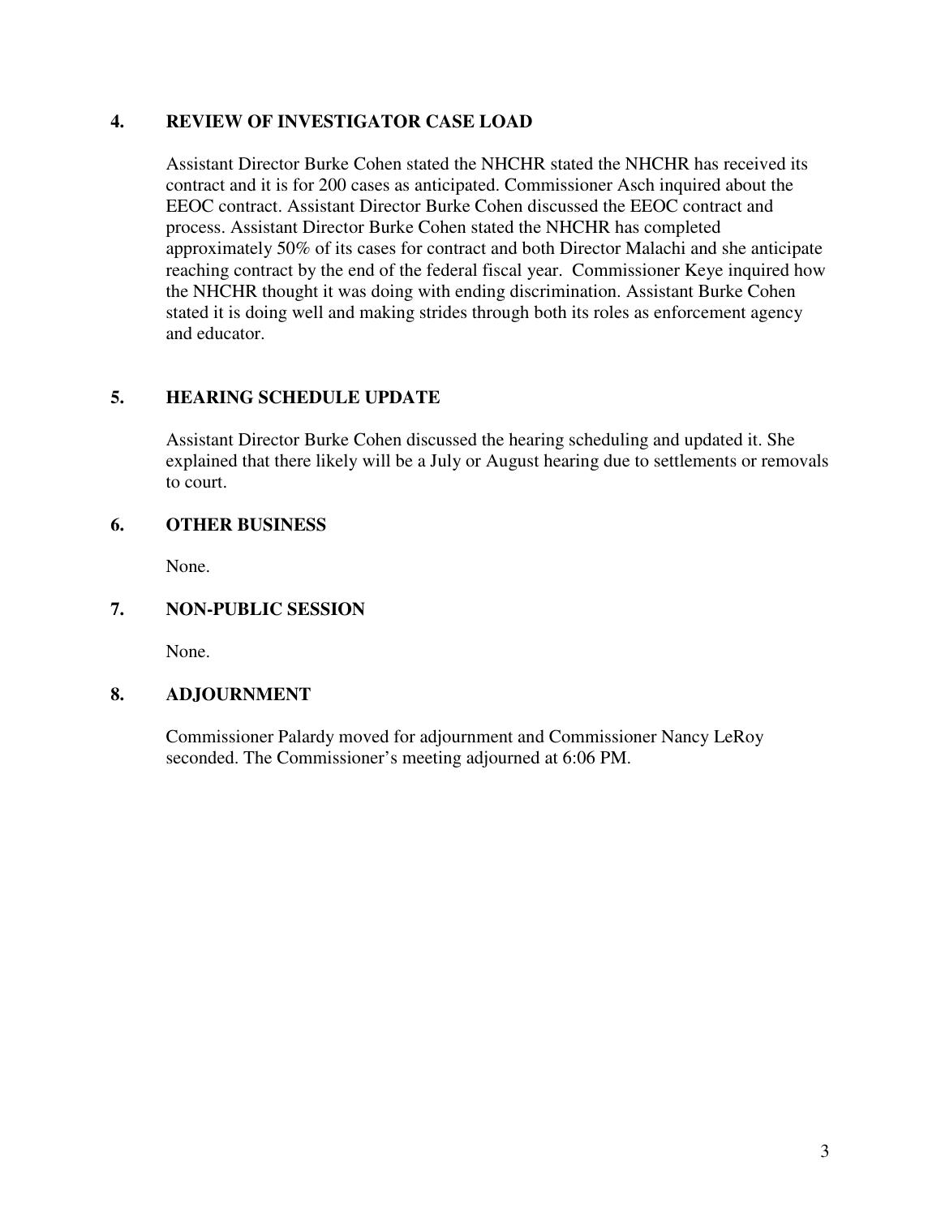## 4. REVIEW OF INVESTIGATOR CASE LOAD

Assistant Director Burke Cohen stated the NHCHR stated the NHCHR has received its contract and it is for 200 cases as anticipated. Commissioner Asch inquired about the EEOC contract. Assistant Director Burke Cohen discussed the EEOC contract and process. Assistant Director Burke Cohen stated the NHCHR has completed approximately 50% of its cases for contract and both Director Malachi and she anticipate reaching contract by the end of the federal fiscal year. Commissioner Keye inquired how the NHCHR thought it was doing with ending discrimination. Assistant Burke Cohen stated it is doing well and making strides through both its roles as enforcement agency and educator.

## 5. HEARING SCHEDULE UPDATE

Assistant Director Burke Cohen discussed the hearing scheduling and updated it. She explained that there likely will be a July or August hearing due to settlements or removals to court.

## 6. OTHER BUSINESS

None.

## 7. NON-PUBLIC SESSION

None.

## 8. ADJOURNMENT

Commissioner Palardy moved for adjournment and Commissioner Nancy LeRoy seconded. The Commissioner's meeting adjourned at 6:06 PM.